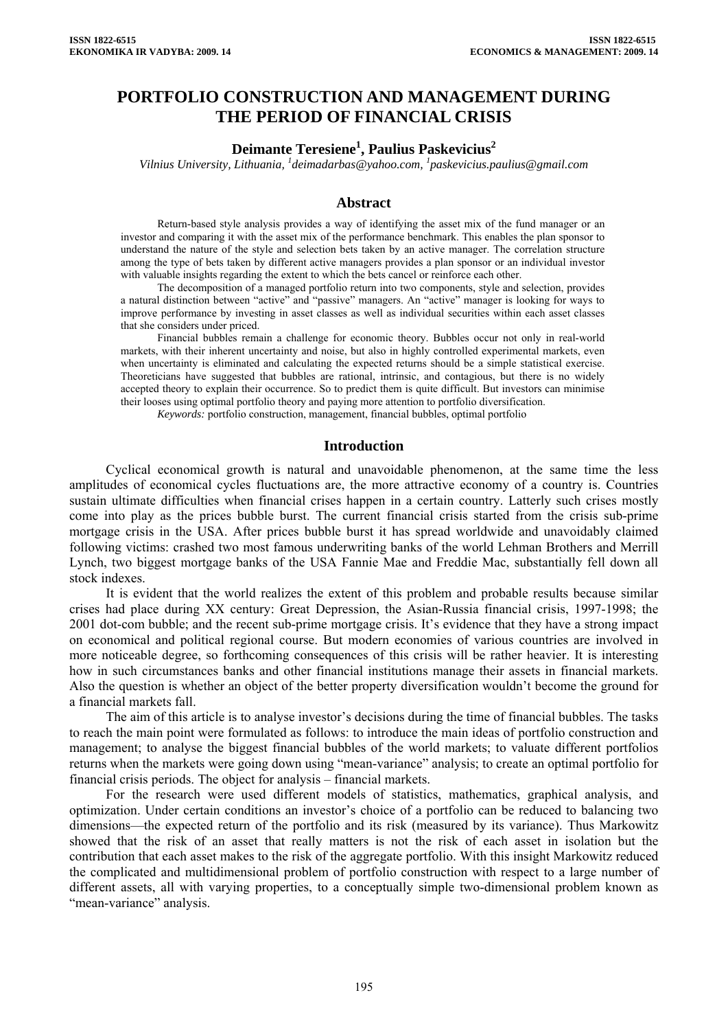# PORTFOLIO CONSTRUCTION AND MANAGEMENT DURING THE PERIOD OF FINANCIAL CRISIS

**Deimante Teresiene[1], Paulius Paskevicius[2]**

*Vilnius University, Lithuania, [1]deimadarbas@yahoo.com, [1]paskevicius.paulius@gmail.com*

## Abstract

Return-based style analysis provides a way of identifying the asset mix of the fund manager or an investor and comparing it with the asset mix of the performance benchmark. This enables the plan sponsor to understand the nature of the style and selection bets taken by an active manager. The correlation structure among the type of bets taken by different active managers provides a plan sponsor or an individual investor with valuable insights regarding the extent to which the bets cancel or reinforce each other.

The decomposition of a managed portfolio return into two components, style and selection, provides a natural distinction between "active" and "passive" managers. An "active" manager is looking for ways to improve performance by investing in asset classes as well as individual securities within each asset classes that she considers under priced.

Financial bubbles remain a challenge for economic theory. Bubbles occur not only in real-world markets, with their inherent uncertainty and noise, but also in highly controlled experimental markets, even when uncertainty is eliminated and calculating the expected returns should be a simple statistical exercise. Theoreticians have suggested that bubbles are rational, intrinsic, and contagious, but there is no widely accepted theory to explain their occurrence. So to predict them is quite difficult. But investors can minimise their looses using optimal portfolio theory and paying more attention to portfolio diversification.

*Keywords:* portfolio construction, management, financial bubbles, optimal portfolio

## Introduction

Cyclical economical growth is natural and unavoidable phenomenon, at the same time the less amplitudes of economical cycles fluctuations are, the more attractive economy of a country is. Countries sustain ultimate difficulties when financial crises happen in a certain country. Latterly such crises mostly come into play as the prices bubble burst. The current financial crisis started from the crisis sub-prime mortgage crisis in the USA. After prices bubble burst it has spread worldwide and unavoidably claimed following victims: crashed two most famous underwriting banks of the world Lehman Brothers and Merrill Lynch, two biggest mortgage banks of the USA Fannie Mae and Freddie Mac, substantially fell down all stock indexes.

It is evident that the world realizes the extent of this problem and probable results because similar crises had place during XX century: Great Depression, the Asian-Russia financial crisis, 1997-1998; the 2001 dot-com bubble; and the recent sub-prime mortgage crisis. It's evidence that they have a strong impact on economical and political regional course. But modern economies of various countries are involved in more noticeable degree, so forthcoming consequences of this crisis will be rather heavier. It is interesting how in such circumstances banks and other financial institutions manage their assets in financial markets. Also the question is whether an object of the better property diversification wouldn't become the ground for a financial markets fall.

The aim of this article is to analyse investor's decisions during the time of financial bubbles. The tasks to reach the main point were formulated as follows: to introduce the main ideas of portfolio construction and management; to analyse the biggest financial bubbles of the world markets; to valuate different portfolios returns when the markets were going down using "mean-variance" analysis; to create an optimal portfolio for financial crisis periods. The object for analysis – financial markets.

For the research were used different models of statistics, mathematics, graphical analysis, and optimization. Under certain conditions an investor's choice of a portfolio can be reduced to balancing two dimensions—the expected return of the portfolio and its risk (measured by its variance). Thus Markowitz showed that the risk of an asset that really matters is not the risk of each asset in isolation but the contribution that each asset makes to the risk of the aggregate portfolio. With this insight Markowitz reduced the complicated and multidimensional problem of portfolio construction with respect to a large number of different assets, all with varying properties, to a conceptually simple two-dimensional problem known as "mean-variance" analysis.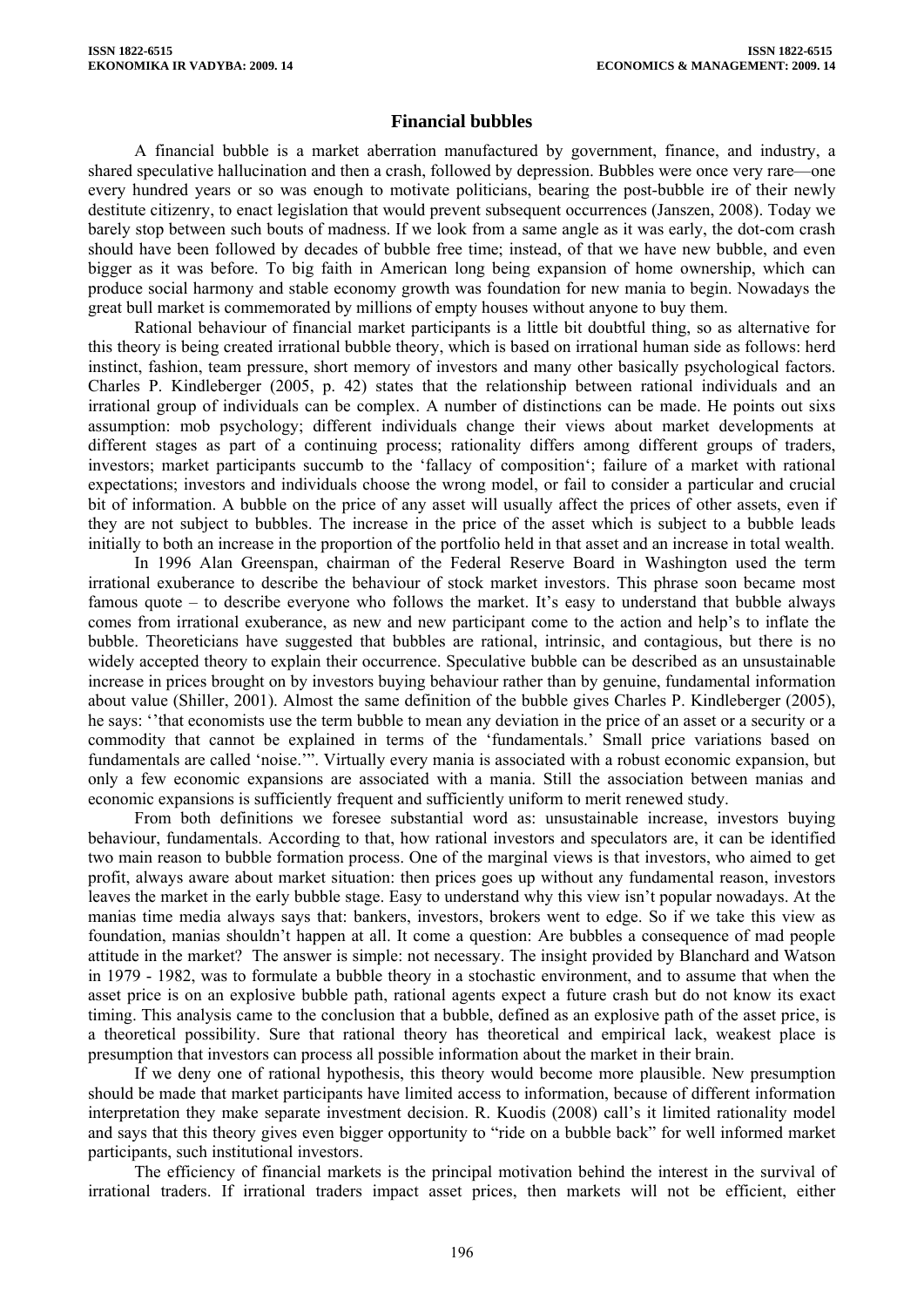## Financial bubbles

A financial bubble is a market aberration manufactured by government, finance, and industry, a shared speculative hallucination and then a crash, followed by depression. Bubbles were once very rare—one every hundred years or so was enough to motivate politicians, bearing the post-bubble ire of their newly destitute citizenry, to enact legislation that would prevent subsequent occurrences (Janszen, 2008). Today we barely stop between such bouts of madness. If we look from a same angle as it was early, the dot-com crash should have been followed by decades of bubble free time; instead, of that we have new bubble, and even bigger as it was before. To big faith in American long being expansion of home ownership, which can produce social harmony and stable economy growth was foundation for new mania to begin. Nowadays the great bull market is commemorated by millions of empty houses without anyone to buy them.

Rational behaviour of financial market participants is a little bit doubtful thing, so as alternative for this theory is being created irrational bubble theory, which is based on irrational human side as follows: herd instinct, fashion, team pressure, short memory of investors and many other basically psychological factors. Charles P. Kindleberger (2005, p. 42) states that the relationship between rational individuals and an irrational group of individuals can be complex. A number of distinctions can be made. He points out sixs assumption: mob psychology; different individuals change their views about market developments at different stages as part of a continuing process; rationality differs among different groups of traders, investors; market participants succumb to the 'fallacy of composition'; failure of a market with rational expectations; investors and individuals choose the wrong model, or fail to consider a particular and crucial bit of information. A bubble on the price of any asset will usually affect the prices of other assets, even if they are not subject to bubbles. The increase in the price of the asset which is subject to a bubble leads initially to both an increase in the proportion of the portfolio held in that asset and an increase in total wealth.

In 1996 Alan Greenspan, chairman of the Federal Reserve Board in Washington used the term irrational exuberance to describe the behaviour of stock market investors. This phrase soon became most famous quote – to describe everyone who follows the market. It's easy to understand that bubble always comes from irrational exuberance, as new and new participant come to the action and help's to inflate the bubble. Theoreticians have suggested that bubbles are rational, intrinsic, and contagious, but there is no widely accepted theory to explain their occurrence. Speculative bubble can be described as an unsustainable increase in prices brought on by investors buying behaviour rather than by genuine, fundamental information about value (Shiller, 2001). Almost the same definition of the bubble gives Charles P. Kindleberger (2005), he says: ''that economists use the term bubble to mean any deviation in the price of an asset or a security or a commodity that cannot be explained in terms of the 'fundamentals.' Small price variations based on fundamentals are called 'noise.'''. Virtually every mania is associated with a robust economic expansion, but only a few economic expansions are associated with a mania. Still the association between manias and economic expansions is sufficiently frequent and sufficiently uniform to merit renewed study.

From both definitions we foresee substantial word as: unsustainable increase, investors buying behaviour, fundamentals. According to that, how rational investors and speculators are, it can be identified two main reason to bubble formation process. One of the marginal views is that investors, who aimed to get profit, always aware about market situation: then prices goes up without any fundamental reason, investors leaves the market in the early bubble stage. Easy to understand why this view isn't popular nowadays. At the manias time media always says that: bankers, investors, brokers went to edge. So if we take this view as foundation, manias shouldn't happen at all. It come a question: Are bubbles a consequence of mad people attitude in the market? The answer is simple: not necessary. The insight provided by Blanchard and Watson in 1979 - 1982, was to formulate a bubble theory in a stochastic environment, and to assume that when the asset price is on an explosive bubble path, rational agents expect a future crash but do not know its exact timing. This analysis came to the conclusion that a bubble, defined as an explosive path of the asset price, is a theoretical possibility. Sure that rational theory has theoretical and empirical lack, weakest place is presumption that investors can process all possible information about the market in their brain.

If we deny one of rational hypothesis, this theory would become more plausible. New presumption should be made that market participants have limited access to information, because of different information interpretation they make separate investment decision. R. Kuodis (2008) call's it limited rationality model and says that this theory gives even bigger opportunity to "ride on a bubble back" for well informed market participants, such institutional investors.

The efficiency of financial markets is the principal motivation behind the interest in the survival of irrational traders. If irrational traders impact asset prices, then markets will not be efficient, either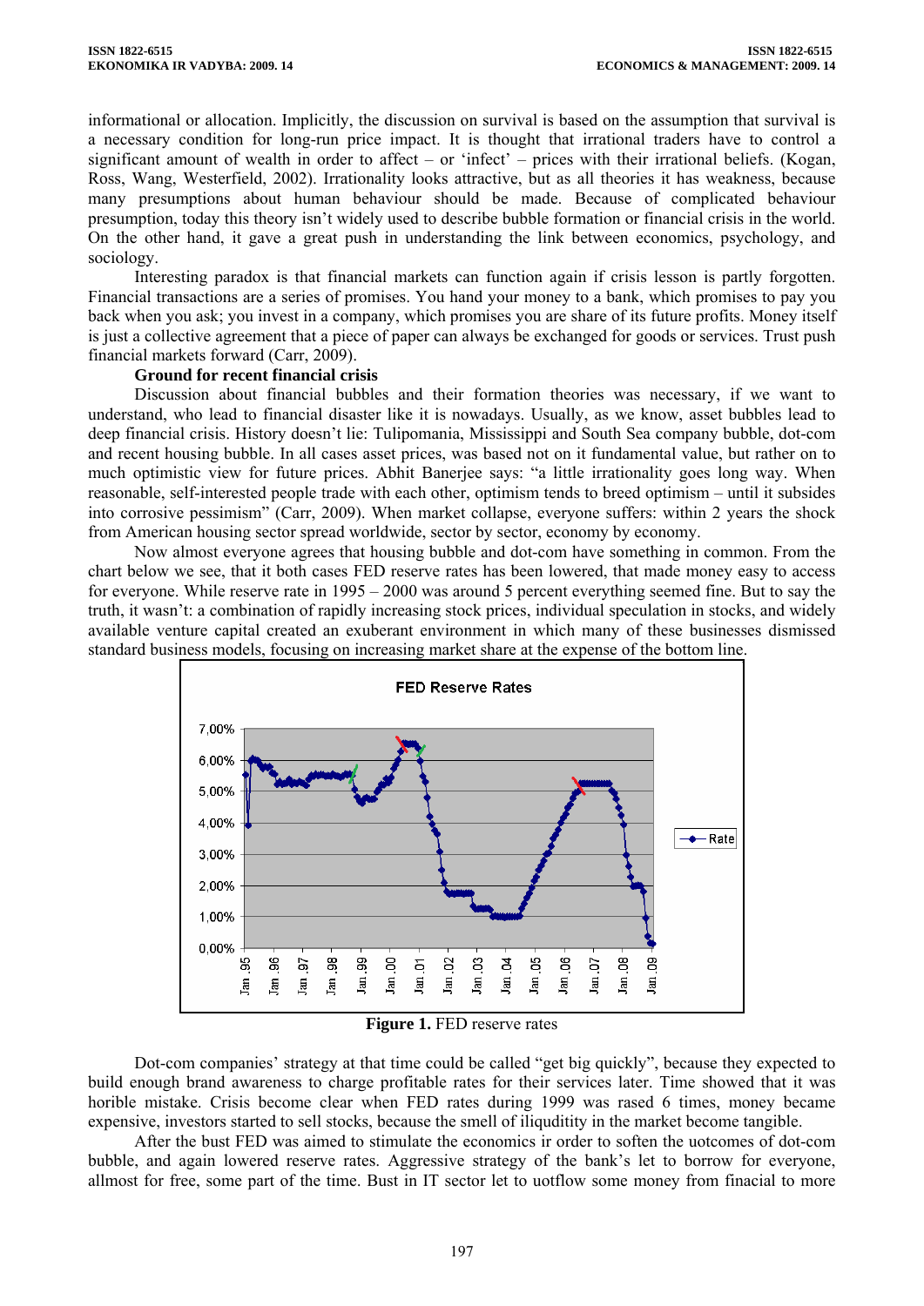informational or allocation. Implicitly, the discussion on survival is based on the assumption that survival is a necessary condition for long-run price impact. It is thought that irrational traders have to control a significant amount of wealth in order to affect – or 'infect' – prices with their irrational beliefs. (Kogan, Ross, Wang, Westerfield, 2002). Irrationality looks attractive, but as all theories it has weakness, because many presumptions about human behaviour should be made. Because of complicated behaviour presumption, today this theory isn't widely used to describe bubble formation or financial crisis in the world. On the other hand, it gave a great push in understanding the link between economics, psychology, and sociology.

Interesting paradox is that financial markets can function again if crisis lesson is partly forgotten. Financial transactions are a series of promises. You hand your money to a bank, which promises to pay you back when you ask; you invest in a company, which promises you are share of its future profits. Money itself is just a collective agreement that a piece of paper can always be exchanged for goods or services. Trust push financial markets forward (Carr, 2009).

**Ground for recent financial crisis**

Discussion about financial bubbles and their formation theories was necessary, if we want to understand, who lead to financial disaster like it is nowadays. Usually, as we know, asset bubbles lead to deep financial crisis. History doesn't lie: Tulipomania, Mississippi and South Sea company bubble, dot-com and recent housing bubble. In all cases asset prices, was based not on it fundamental value, but rather on to much optimistic view for future prices. Abhit Banerjee says: "a little irrationality goes long way. When reasonable, self-interested people trade with each other, optimism tends to breed optimism – until it subsides into corrosive pessimism" (Carr, 2009). When market collapse, everyone suffers: within 2 years the shock from American housing sector spread worldwide, sector by sector, economy by economy.

Now almost everyone agrees that housing bubble and dot-com have something in common. From the chart below we see, that it both cases FED reserve rates has been lowered, that made money easy to access for everyone. While reserve rate in 1995 – 2000 was around 5 percent everything seemed fine. But to say the truth, it wasn't: a combination of rapidly increasing stock prices, individual speculation in stocks, and widely available venture capital created an exuberant environment in which many of these businesses dismissed standard business models, focusing on increasing market share at the expense of the bottom line.

FED Reserve Rates

7,00%
6,00%
5,00%
4,00%
3,00%
2,00%
1,00%
0,00%

Jan.95 Jan.96 Jan.97 Jan.98 Jan.99 Jan.00 Jan.01 Jan.02 Jan.03 Jan.04 Jan.05 Jan.06 Jan.07 Jan.08 Jan.09

Rate

**Figure 1.** FED reserve rates

Dot-com companies' strategy at that time could be called "get big quickly", because they expected to build enough brand awareness to charge profitable rates for their services later. Time showed that it was horible mistake. Crisis become clear when FED rates during 1999 was rased 6 times, money became expensive, investors started to sell stocks, because the smell of iliquditity in the market become tangible.

After the bust FED was aimed to stimulate the economics ir order to soften the uotcomes of dot-com bubble, and again lowered reserve rates. Aggressive strategy of the bank's let to borrow for everyone, allmost for free, some part of the time. Bust in IT sector let to uotflow some money from finacial to more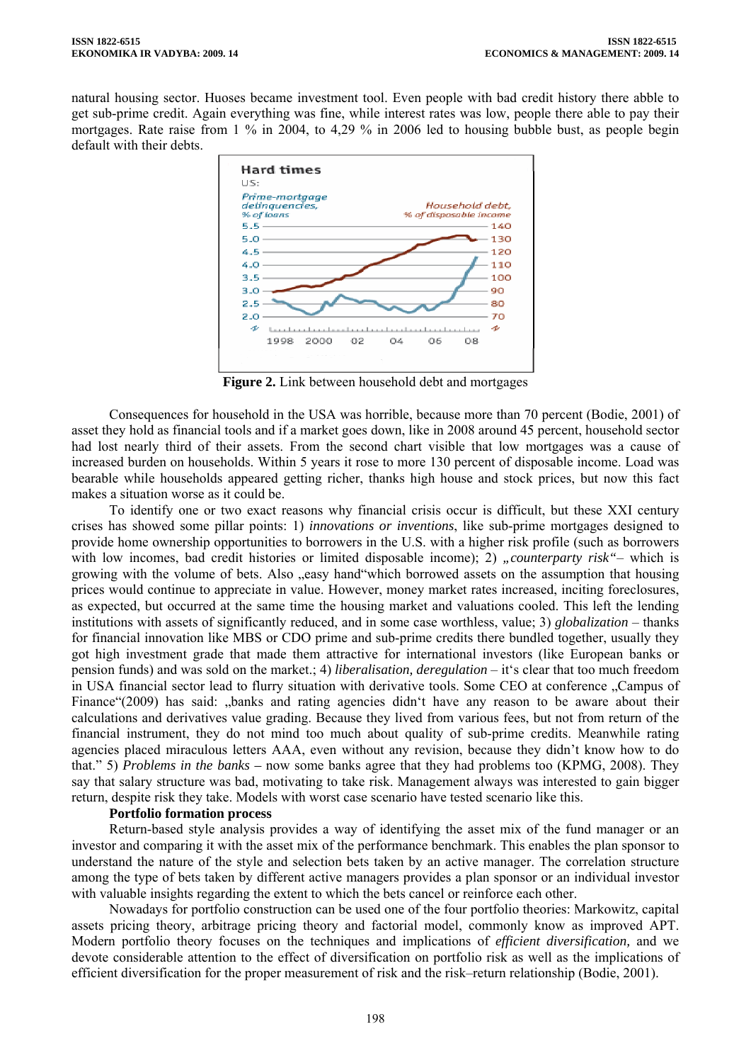natural housing sector. Huoses became investment tool. Even people with bad credit history there abble to get sub-prime credit. Again everything was fine, while interest rates was low, people there able to pay their mortgages. Rate raise from 1 % in 2004, to 4,29 % in 2006 led to housing bubble bust, as people begin default with their debts.

Hard times

US:

Prime-mortgage delinquencies, % of loans

Household debt, % of disposable income

5.5 5.0 4.5 4.0 3.5 3.0 2.5 2.0

140 130 120 110 100 90 80 70

1998 2000 02 04 06 08

**Figure 2.** Link between household debt and mortgages

Consequences for household in the USA was horrible, because more than 70 percent (Bodie, 2001) of asset they hold as financial tools and if a market goes down, like in 2008 around 45 percent, household sector had lost nearly third of their assets. From the second chart visible that low mortgages was a cause of increased burden on households. Within 5 years it rose to more 130 percent of disposable income. Load was bearable while households appeared getting richer, thanks high house and stock prices, but now this fact makes a situation worse as it could be.

To identify one or two exact reasons why financial crisis occur is difficult, but these XXI century crises has showed some pillar points: 1) *innovations or inventions*, like sub-prime mortgages designed to provide home ownership opportunities to borrowers in the U.S. with a higher risk profile (such as borrowers with low incomes, bad credit histories or limited disposable income); 2) *„counterparty risk"*– which is growing with the volume of bets. Also „easy hand"which borrowed assets on the assumption that housing prices would continue to appreciate in value. However, money market rates increased, inciting foreclosures, as expected, but occurred at the same time the housing market and valuations cooled. This left the lending institutions with assets of significantly reduced, and in some case worthless, value; 3) *globalization* – thanks for financial innovation like MBS or CDO prime and sub-prime credits there bundled together, usually they got high investment grade that made them attractive for international investors (like European banks or pension funds) and was sold on the market.; 4) *liberalisation, deregulation* – it's clear that too much freedom in USA financial sector lead to flurry situation with derivative tools. Some CEO at conference „Campus of Finance"(2009) has said: „banks and rating agencies didn't have any reason to be aware about their calculations and derivatives value grading. Because they lived from various fees, but not from return of the financial instrument, they do not mind too much about quality of sub-prime credits. Meanwhile rating agencies placed miraculous letters AAA, even without any revision, because they didn't know how to do that." 5) *Problems in the banks* – now some banks agree that they had problems too (KPMG, 2008). They say that salary structure was bad, motivating to take risk. Management always was interested to gain bigger return, despite risk they take. Models with worst case scenario have tested scenario like this.

**Portfolio formation process**

Return-based style analysis provides a way of identifying the asset mix of the fund manager or an investor and comparing it with the asset mix of the performance benchmark. This enables the plan sponsor to understand the nature of the style and selection bets taken by an active manager. The correlation structure among the type of bets taken by different active managers provides a plan sponsor or an individual investor with valuable insights regarding the extent to which the bets cancel or reinforce each other.

Nowadays for portfolio construction can be used one of the four portfolio theories: Markowitz, capital assets pricing theory, arbitrage pricing theory and factorial model, commonly know as improved APT. Modern portfolio theory focuses on the techniques and implications of *efficient diversification,* and we devote considerable attention to the effect of diversification on portfolio risk as well as the implications of efficient diversification for the proper measurement of risk and the risk–return relationship (Bodie, 2001).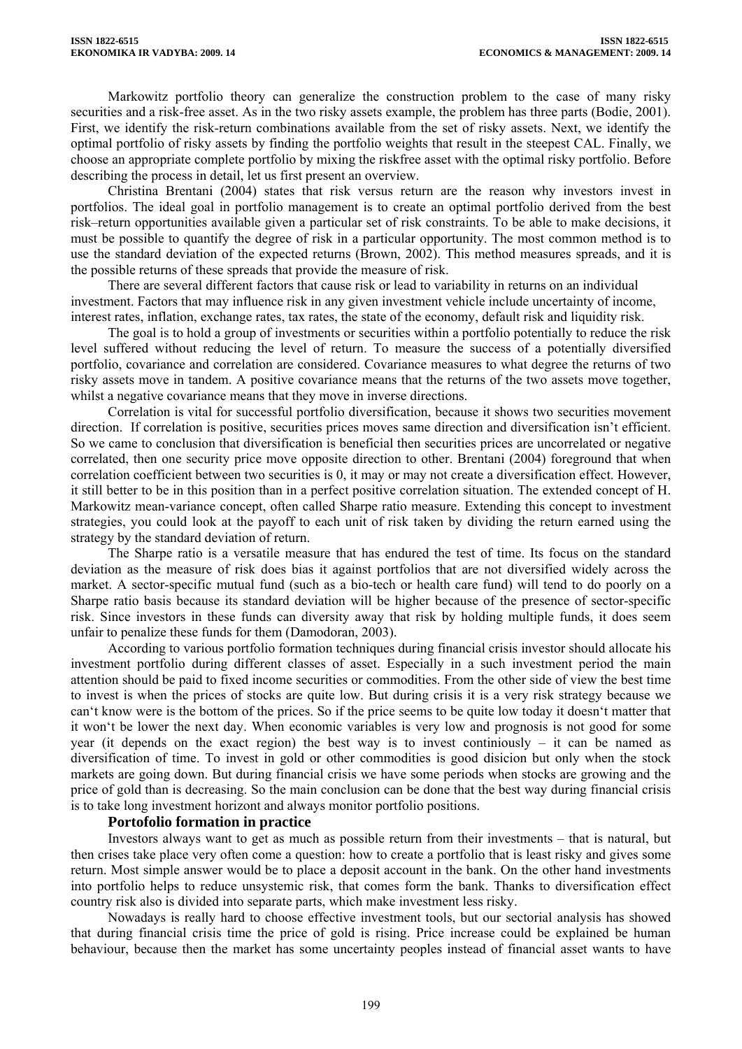Markowitz portfolio theory can generalize the construction problem to the case of many risky securities and a risk-free asset. As in the two risky assets example, the problem has three parts (Bodie, 2001). First, we identify the risk-return combinations available from the set of risky assets. Next, we identify the optimal portfolio of risky assets by finding the portfolio weights that result in the steepest CAL. Finally, we choose an appropriate complete portfolio by mixing the riskfree asset with the optimal risky portfolio. Before describing the process in detail, let us first present an overview.

Christina Brentani (2004) states that risk versus return are the reason why investors invest in portfolios. The ideal goal in portfolio management is to create an optimal portfolio derived from the best risk–return opportunities available given a particular set of risk constraints. To be able to make decisions, it must be possible to quantify the degree of risk in a particular opportunity. The most common method is to use the standard deviation of the expected returns (Brown, 2002). This method measures spreads, and it is the possible returns of these spreads that provide the measure of risk.

There are several different factors that cause risk or lead to variability in returns on an individual investment. Factors that may influence risk in any given investment vehicle include uncertainty of income, interest rates, inflation, exchange rates, tax rates, the state of the economy, default risk and liquidity risk.

The goal is to hold a group of investments or securities within a portfolio potentially to reduce the risk level suffered without reducing the level of return. To measure the success of a potentially diversified portfolio, covariance and correlation are considered. Covariance measures to what degree the returns of two risky assets move in tandem. A positive covariance means that the returns of the two assets move together, whilst a negative covariance means that they move in inverse directions.

Correlation is vital for successful portfolio diversification, because it shows two securities movement direction. If correlation is positive, securities prices moves same direction and diversification isn't efficient. So we came to conclusion that diversification is beneficial then securities prices are uncorrelated or negative correlated, then one security price move opposite direction to other. Brentani (2004) foreground that when correlation coefficient between two securities is 0, it may or may not create a diversification effect. However, it still better to be in this position than in a perfect positive correlation situation. The extended concept of H. Markowitz mean-variance concept, often called Sharpe ratio measure. Extending this concept to investment strategies, you could look at the payoff to each unit of risk taken by dividing the return earned using the strategy by the standard deviation of return.

The Sharpe ratio is a versatile measure that has endured the test of time. Its focus on the standard deviation as the measure of risk does bias it against portfolios that are not diversified widely across the market. A sector-specific mutual fund (such as a bio-tech or health care fund) will tend to do poorly on a Sharpe ratio basis because its standard deviation will be higher because of the presence of sector-specific risk. Since investors in these funds can diversity away that risk by holding multiple funds, it does seem unfair to penalize these funds for them (Damodoran, 2003).

According to various portfolio formation techniques during financial crisis investor should allocate his investment portfolio during different classes of asset. Especially in a such investment period the main attention should be paid to fixed income securities or commodities. From the other side of view the best time to invest is when the prices of stocks are quite low. But during crisis it is a very risk strategy because we can't know were is the bottom of the prices. So if the price seems to be quite low today it doesn't matter that it won't be lower the next day. When economic variables is very low and prognosis is not good for some year (it depends on the exact region) the best way is to invest continiously – it can be named as diversification of time. To invest in gold or other commodities is good disicion but only when the stock markets are going down. But during financial crisis we have some periods when stocks are growing and the price of gold than is decreasing. So the main conclusion can be done that the best way during financial crisis is to take long investment horizont and always monitor portfolio positions.

## Portofolio formation in practice

Investors always want to get as much as possible return from their investments – that is natural, but then crises take place very often come a question: how to create a portfolio that is least risky and gives some return. Most simple answer would be to place a deposit account in the bank. On the other hand investments into portfolio helps to reduce unsystemic risk, that comes form the bank. Thanks to diversification effect country risk also is divided into separate parts, which make investment less risky.

Nowadays is really hard to choose effective investment tools, but our sectorial analysis has showed that during financial crisis time the price of gold is rising. Price increase could be explained be human behaviour, because then the market has some uncertainty peoples instead of financial asset wants to have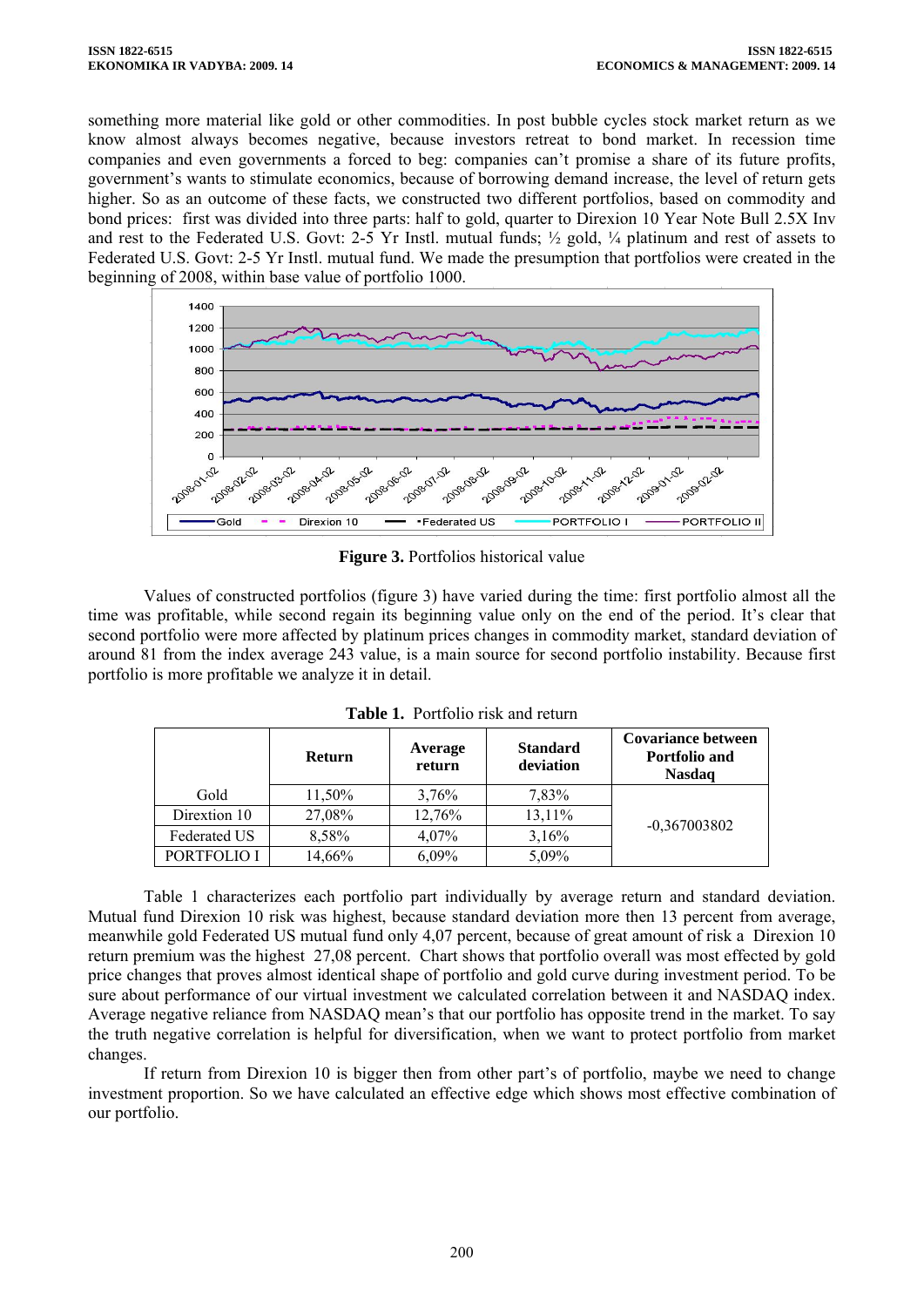something more material like gold or other commodities. In post bubble cycles stock market return as we know almost always becomes negative, because investors retreat to bond market. In recession time companies and even governments a forced to beg: companies can't promise a share of its future profits, government's wants to stimulate economics, because of borrowing demand increase, the level of return gets higher. So as an outcome of these facts, we constructed two different portfolios, based on commodity and bond prices: first was divided into three parts: half to gold, quarter to Direxion 10 Year Note Bull 2.5X Inv and rest to the Federated U.S. Govt: 2-5 Yr Instl. mutual funds; ½ gold, ¼ platinum and rest of assets to Federated U.S. Govt: 2-5 Yr Instl. mutual fund. We made the presumption that portfolios were created in the beginning of 2008, within base value of portfolio 1000.

1400
1200
1000
800
600
400
200
0

2008-01-02 2008-02-02 2008-03-02 2008-04-02 2008-05-02 2008-06-02 2008-07-02 2008-08-02 2008-09-02 2008-10-02 2008-11-02 2008-12-02 2009-01-02 2009-02-02

Gold — Direxion 10 — Federated US — PORTFOLIO I — PORTFOLIO II

**Figure 3.** Portfolios historical value

Values of constructed portfolios (figure 3) have varied during the time: first portfolio almost all the time was profitable, while second regain its beginning value only on the end of the period. It's clear that second portfolio were more affected by platinum prices changes in commodity market, standard deviation of around 81 from the index average 243 value, is a main source for second portfolio instability. Because first portfolio is more profitable we analyze it in detail.

**Table 1.** Portfolio risk and return

| | Return | Average return | Standard deviation | Covariance between Portfolio and Nasdaq |
|---|---|---|---|---|
| Gold | 11,50% | 3,76% | 7,83% | -0,367003802 |
| Direxion 10 | 27,08% | 12,76% | 13,11% | |
| Federated US | 8,58% | 4,07% | 3,16% | |
| PORTFOLIO I | 14,66% | 6,09% | 5,09% | |

Table 1 characterizes each portfolio part individually by average return and standard deviation. Mutual fund Direxion 10 risk was highest, because standard deviation more then 13 percent from average, meanwhile gold Federated US mutual fund only 4,07 percent, because of great amount of risk a Direxion 10 return premium was the highest 27,08 percent. Chart shows that portfolio overall was most effected by gold price changes that proves almost identical shape of portfolio and gold curve during investment period. To be sure about performance of our virtual investment we calculated correlation between it and NASDAQ index. Average negative reliance from NASDAQ mean's that our portfolio has opposite trend in the market. To say the truth negative correlation is helpful for diversification, when we want to protect portfolio from market changes.

If return from Direxion 10 is bigger then from other part's of portfolio, maybe we need to change investment proportion. So we have calculated an effective edge which shows most effective combination of our portfolio.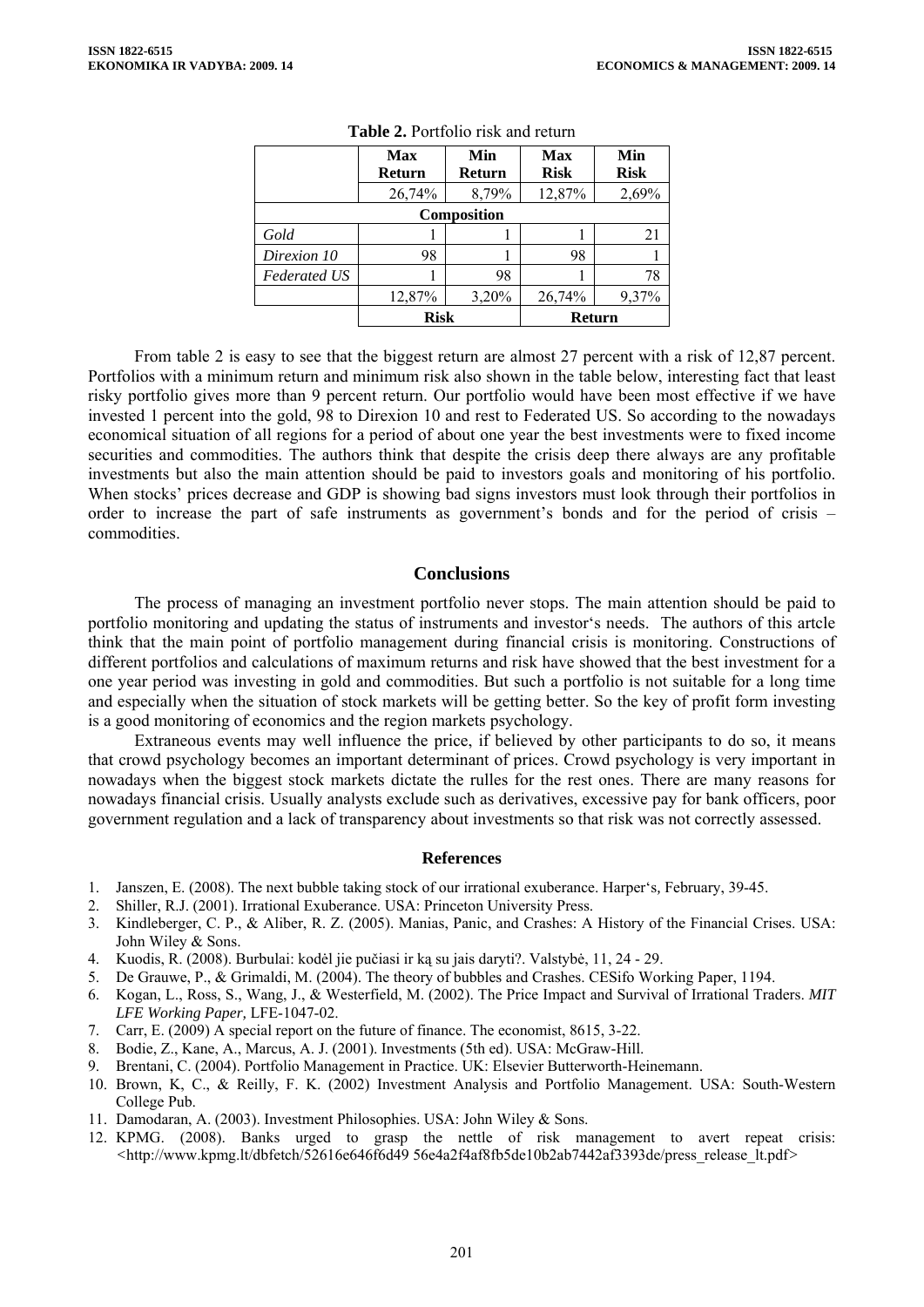**Table 2.** Portfolio risk and return

| | Max Return | Min Return | Max Risk | Min Risk |
|---|---|---|---|---|
| | 26,74% | 8,79% | 12,87% | 2,69% |
| **Composition** | | | | |
| *Gold* | 1 | 1 | 1 | 21 |
| *Direxion 10* | 98 | 1 | 98 | 1 |
| *Federated US* | 1 | 98 | 1 | 78 |
| | 12,87% | 3,20% | 26,74% | 9,37% |
| | **Risk** | | **Return** | |

From table 2 is easy to see that the biggest return are almost 27 percent with a risk of 12,87 percent. Portfolios with a minimum return and minimum risk also shown in the table below, interesting fact that least risky portfolio gives more than 9 percent return. Our portfolio would have been most effective if we have invested 1 percent into the gold, 98 to Direxion 10 and rest to Federated US. So according to the nowadays economical situation of all regions for a period of about one year the best investments were to fixed income securities and commodities. The authors think that despite the crisis deep there always are any profitable investments but also the main attention should be paid to investors goals and monitoring of his portfolio. When stocks' prices decrease and GDP is showing bad signs investors must look through their portfolios in order to increase the part of safe instruments as government's bonds and for the period of crisis – commodities.

## Conclusions

The process of managing an investment portfolio never stops. The main attention should be paid to portfolio monitoring and updating the status of instruments and investor's needs. The authors of this artcle think that the main point of portfolio management during financial crisis is monitoring. Constructions of different portfolios and calculations of maximum returns and risk have showed that the best investment for a one year period was investing in gold and commodities. But such a portfolio is not suitable for a long time and especially when the situation of stock markets will be getting better. So the key of profit form investing is a good monitoring of economics and the region markets psychology.

Extraneous events may well influence the price, if believed by other participants to do so, it means that crowd psychology becomes an important determinant of prices. Crowd psychology is very important in nowadays when the biggest stock markets dictate the rulles for the rest ones. There are many reasons for nowadays financial crisis. Usually analysts exclude such as derivatives, excessive pay for bank officers, poor government regulation and a lack of transparency about investments so that risk was not correctly assessed.

### References

1. Janszen, E. (2008). The next bubble taking stock of our irrational exuberance. Harper's, February, 39-45.
2. Shiller, R.J. (2001). Irrational Exuberance. USA: Princeton University Press.
3. Kindleberger, C. P., & Aliber, R. Z. (2005). Manias, Panic, and Crashes: A History of the Financial Crises. USA: John Wiley & Sons.
4. Kuodis, R. (2008). Burbulai: kodėl jie pučiasi ir ką su jais daryti?. Valstybė, 11, 24 - 29.
5. De Grauwe, P., & Grimaldi, M. (2004). The theory of bubbles and Crashes. CESifo Working Paper, 1194.
6. Kogan, L., Ross, S., Wang, J., & Westerfield, M. (2002). The Price Impact and Survival of Irrational Traders. *MIT LFE Working Paper,* LFE-1047-02.
7. Carr, E. (2009) A special report on the future of finance. The economist, 8615, 3-22.
8. Bodie, Z., Kane, A., Marcus, A. J. (2001). Investments (5th ed). USA: McGraw-Hill.
9. Brentani, C. (2004). Portfolio Management in Practice. UK: Elsevier Butterworth-Heinemann.
10. Brown, K, C., & Reilly, F. K. (2002) Investment Analysis and Portfolio Management. USA: South-Western College Pub.
11. Damodaran, A. (2003). Investment Philosophies. USA: John Wiley & Sons.
12. KPMG. (2008). Banks urged to grasp the nettle of risk management to avert repeat crisis: <http://www.kpmg.lt/dbfetch/52616e646f6d49 56e4a2f4af8fb5de10b2ab7442af3393de/press_release_lt.pdf>